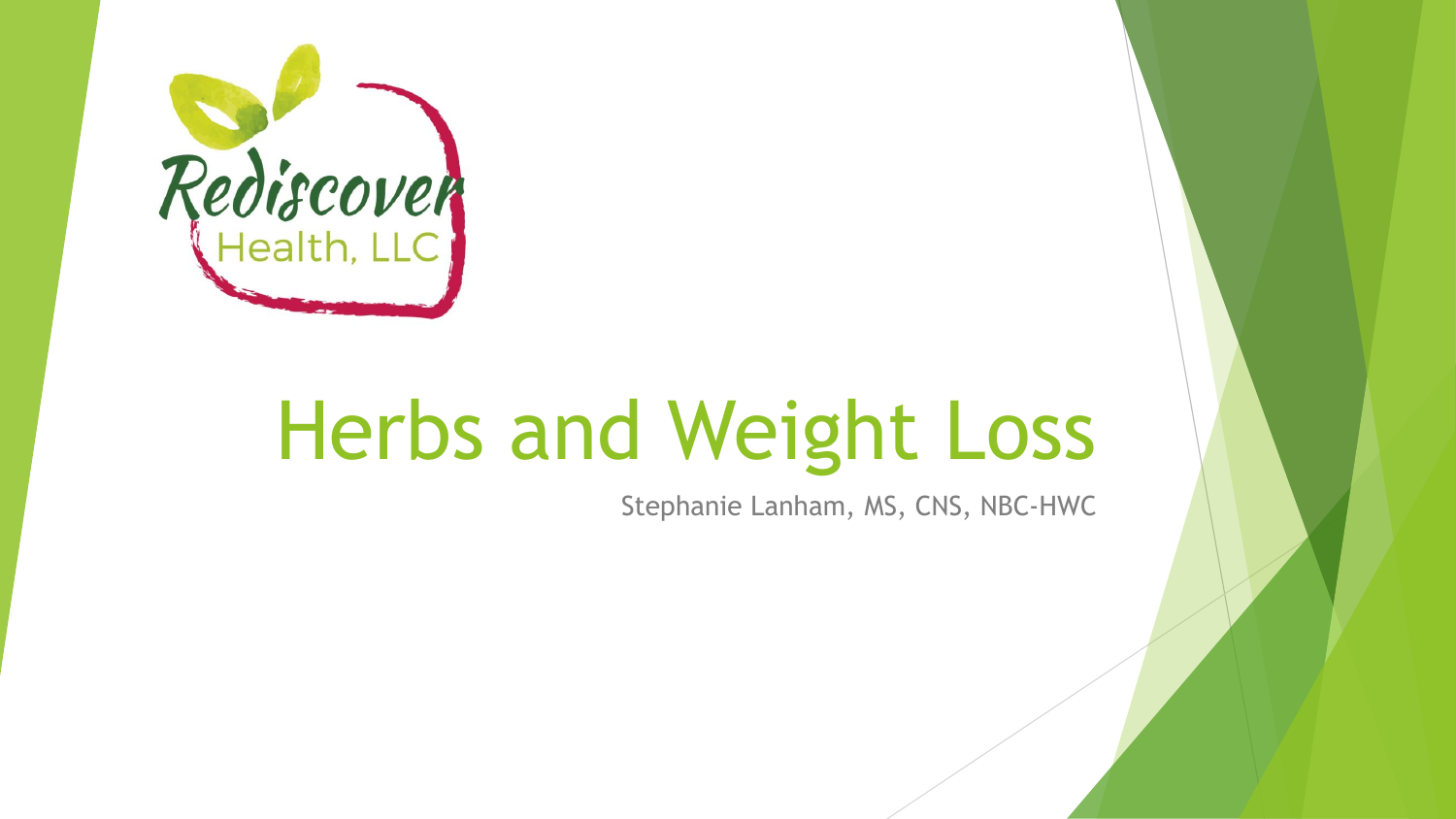Rediscover Health, LLC

# Herbs and Weight Loss

Stephanie Lanham, MS, CNS, NBC-HWC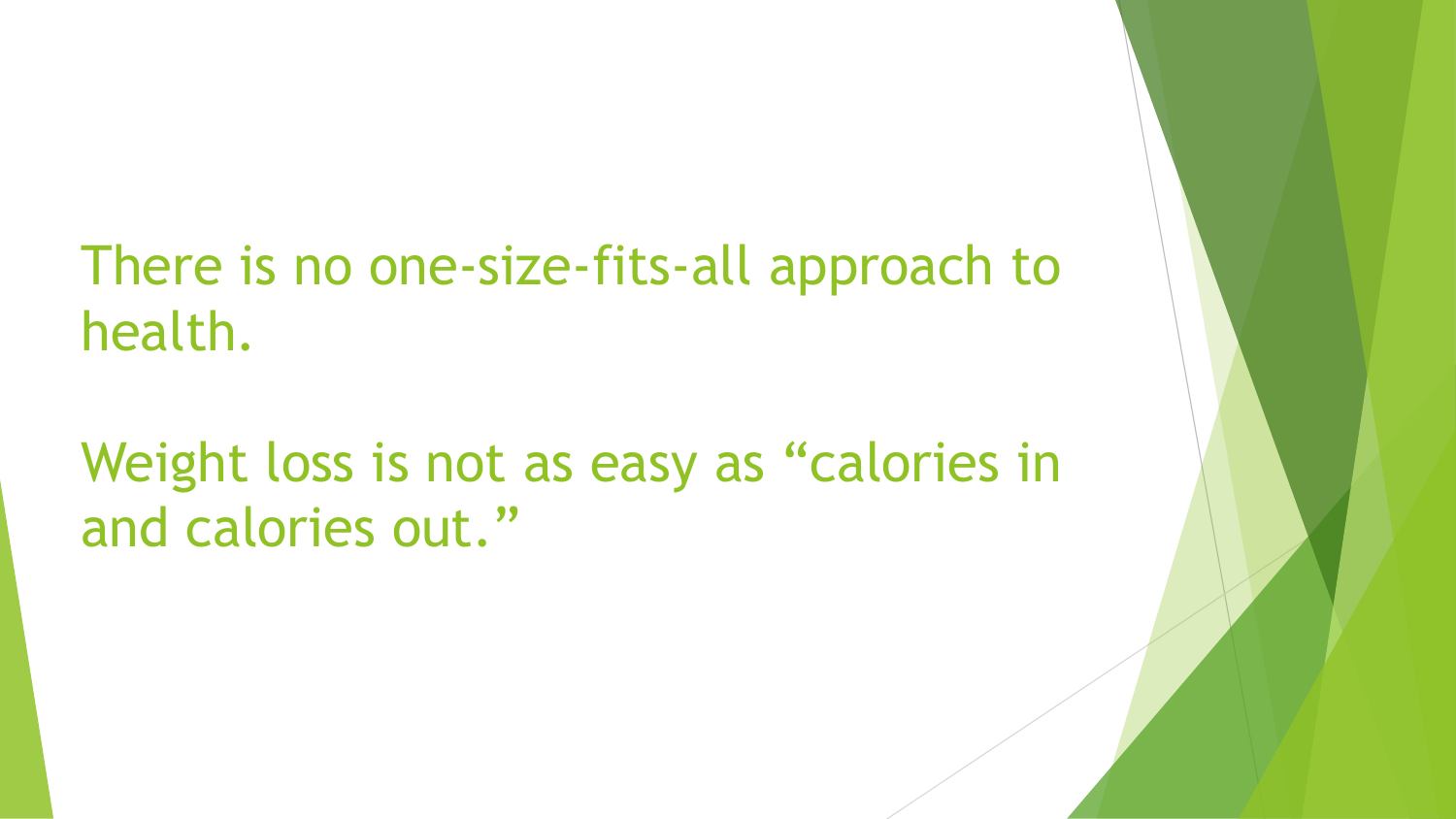There is no one-size-fits-all approach to health.

Weight loss is not as easy as “calories in and calories out.”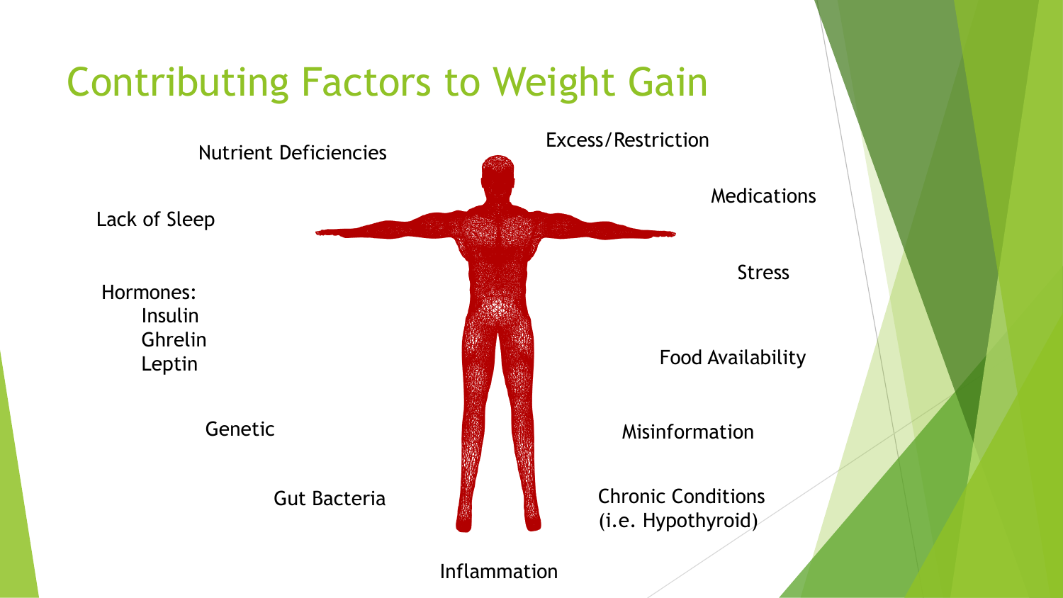# Contributing Factors to Weight Gain

- Nutrient Deficiencies
- Lack of Sleep
- Hormones:
  - Insulin
  - Ghrelin
  - Leptin
- Genetic
- Gut Bacteria
- Inflammation
- Excess/Restriction
- Medications
- Stress
- Food Availability
- Misinformation
- Chronic Conditions (i.e. Hypothyroid)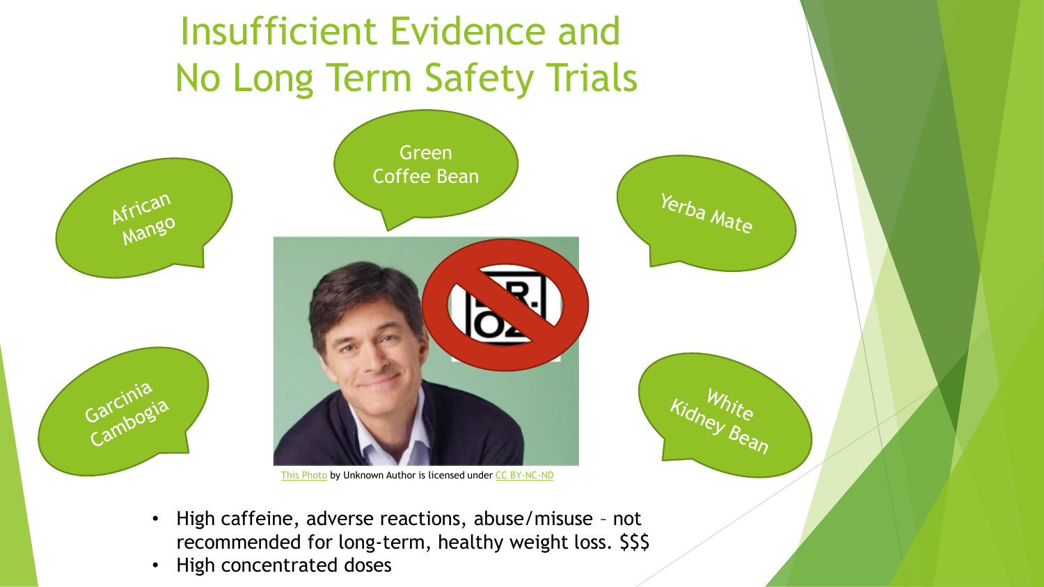# Insufficient Evidence and No Long Term Safety Trials

African Mango

Green Coffee Bean

Yerba Mate

Garcinia Cambogia

White Kidney Bean

This Photo by Unknown Author is licensed under CC BY-NC-ND

- High caffeine, adverse reactions, abuse/misuse – not recommended for long-term, healthy weight loss. $$$
- High concentrated doses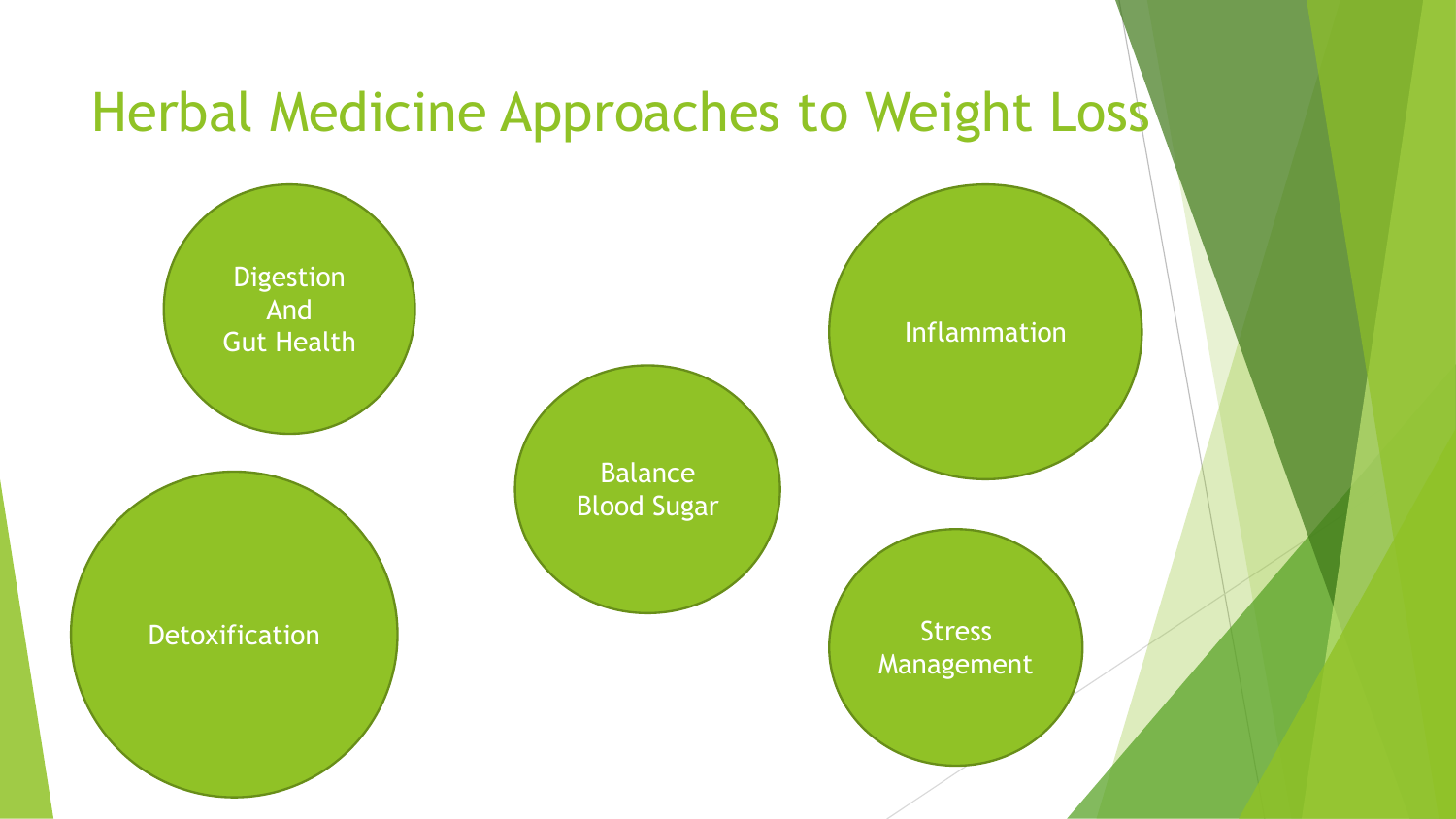# Herbal Medicine Approaches to Weight Loss

- Digestion And Gut Health
- Detoxification
- Balance Blood Sugar
- Inflammation
- Stress Management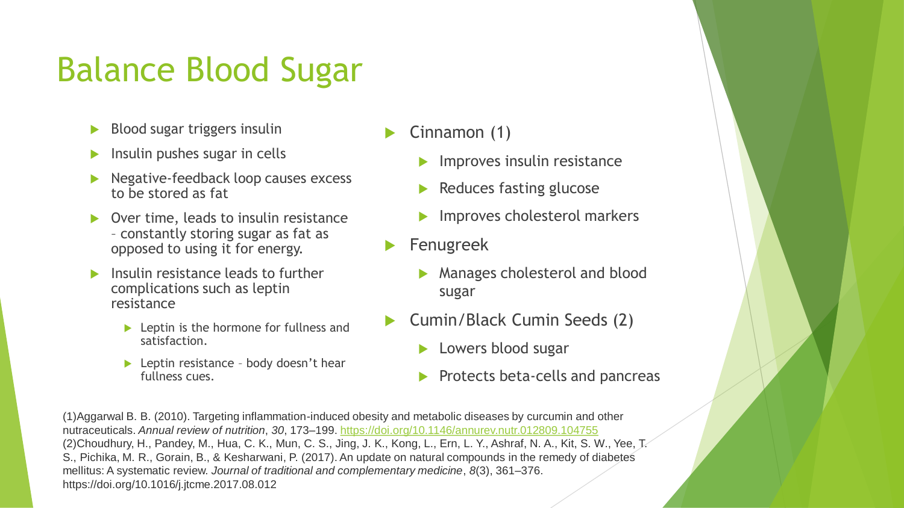# Balance Blood Sugar

- Blood sugar triggers insulin
- Insulin pushes sugar in cells
- Negative-feedback loop causes excess to be stored as fat
- Over time, leads to insulin resistance – constantly storing sugar as fat as opposed to using it for energy.
- Insulin resistance leads to further complications such as leptin resistance
  - Leptin is the hormone for fullness and satisfaction.
  - Leptin resistance – body doesn't hear fullness cues.

- Cinnamon (1)
  - Improves insulin resistance
  - Reduces fasting glucose
  - Improves cholesterol markers
- Fenugreek
  - Manages cholesterol and blood sugar
- Cumin/Black Cumin Seeds (2)
  - Lowers blood sugar
  - Protects beta-cells and pancreas

(1)Aggarwal B. B. (2010). Targeting inflammation-induced obesity and metabolic diseases by curcumin and other nutraceuticals. *Annual review of nutrition*, *30*, 173–199. https://doi.org/10.1146/annurev.nutr.012809.104755

(2)Choudhury, H., Pandey, M., Hua, C. K., Mun, C. S., Jing, J. K., Kong, L., Ern, L. Y., Ashraf, N. A., Kit, S. W., Yee, T. S., Pichika, M. R., Gorain, B., & Kesharwani, P. (2017). An update on natural compounds in the remedy of diabetes mellitus: A systematic review. *Journal of traditional and complementary medicine*, *8*(3), 361–376. https://doi.org/10.1016/j.jtcme.2017.08.012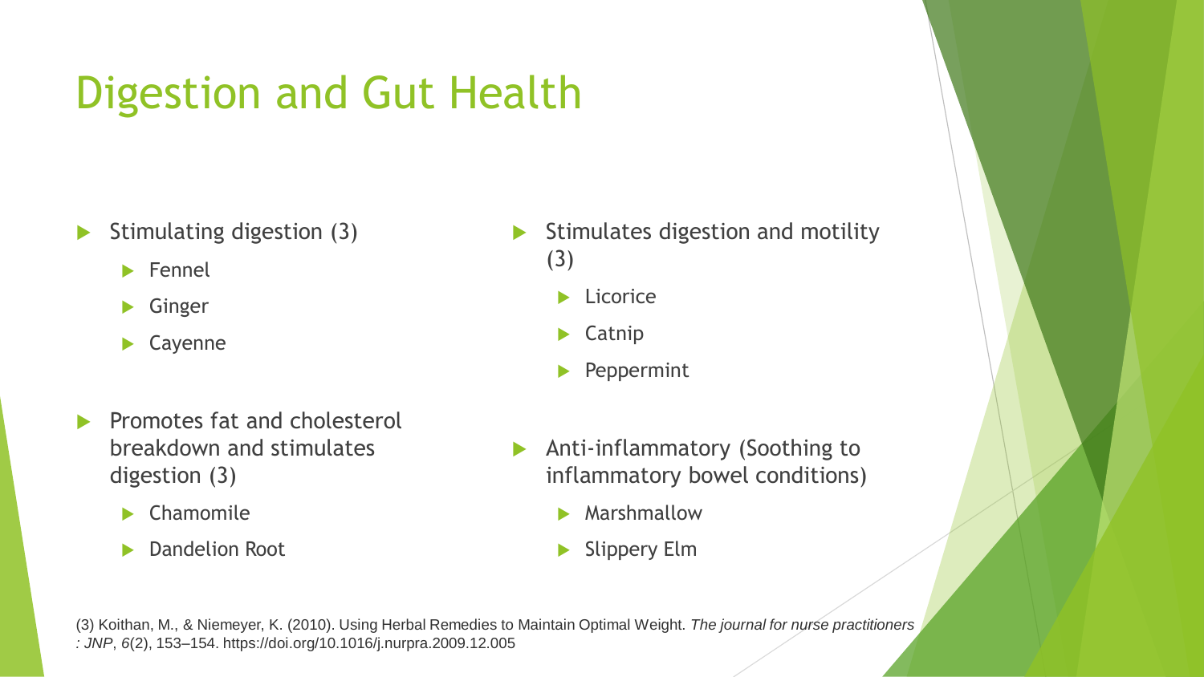# Digestion and Gut Health

- Stimulating digestion (3)
  - Fennel
  - Ginger
  - Cayenne
- Promotes fat and cholesterol breakdown and stimulates digestion (3)
  - Chamomile
  - Dandelion Root
- Stimulates digestion and motility (3)
  - Licorice
  - Catnip
  - Peppermint
- Anti-inflammatory (Soothing to inflammatory bowel conditions)
  - Marshmallow
  - Slippery Elm

(3) Koithan, M., & Niemeyer, K. (2010). Using Herbal Remedies to Maintain Optimal Weight. *The journal for nurse practitioners : JNP*, *6*(2), 153–154. https://doi.org/10.1016/j.nurpra.2009.12.005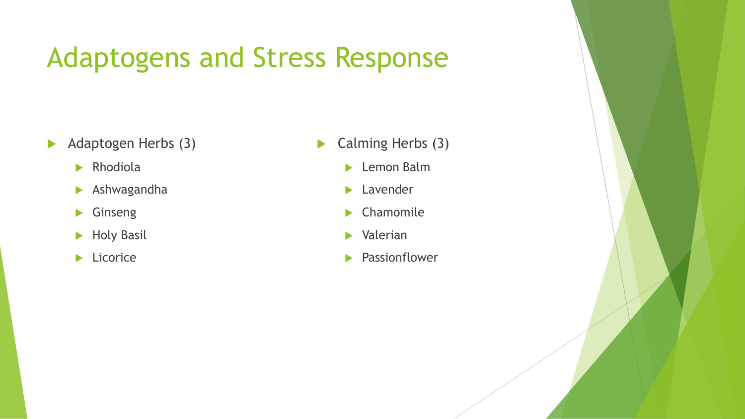# Adaptogens and Stress Response

- Adaptogen Herbs (3)
  - Rhodiola
  - Ashwagandha
  - Ginseng
  - Holy Basil
  - Licorice

- Calming Herbs (3)
  - Lemon Balm
  - Lavender
  - Chamomile
  - Valerian
  - Passionflower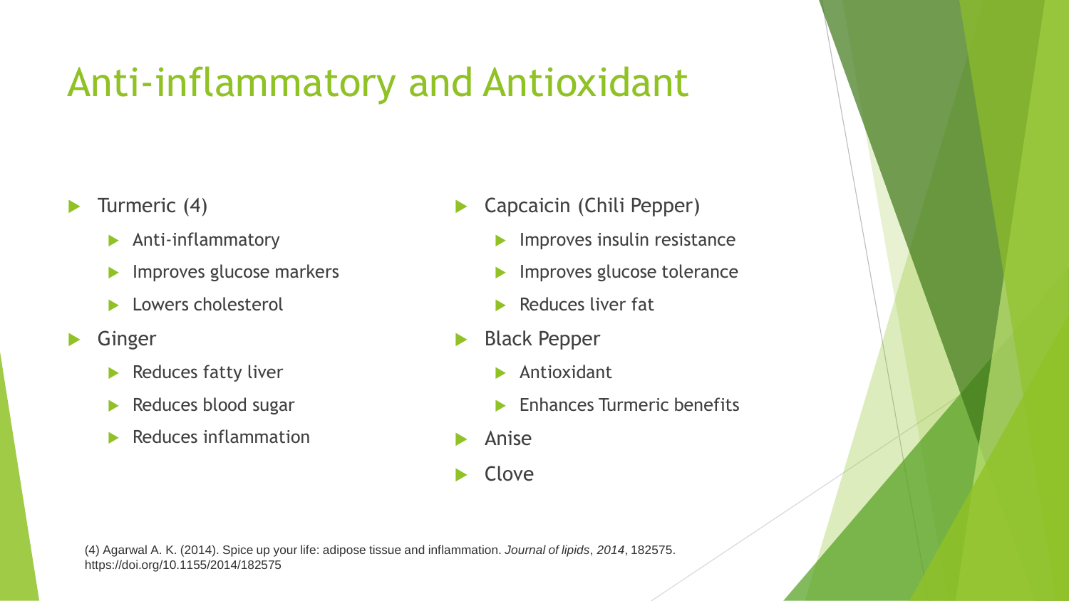# Anti-inflammatory and Antioxidant

- Turmeric (4)
  - Anti-inflammatory
  - Improves glucose markers
  - Lowers cholesterol
- Ginger
  - Reduces fatty liver
  - Reduces blood sugar
  - Reduces inflammation
- Capcaicin (Chili Pepper)
  - Improves insulin resistance
  - Improves glucose tolerance
  - Reduces liver fat
- Black Pepper
  - Antioxidant
  - Enhances Turmeric benefits
- Anise
- Clove

(4) Agarwal A. K. (2014). Spice up your life: adipose tissue and inflammation. *Journal of lipids*, *2014*, 182575. https://doi.org/10.1155/2014/182575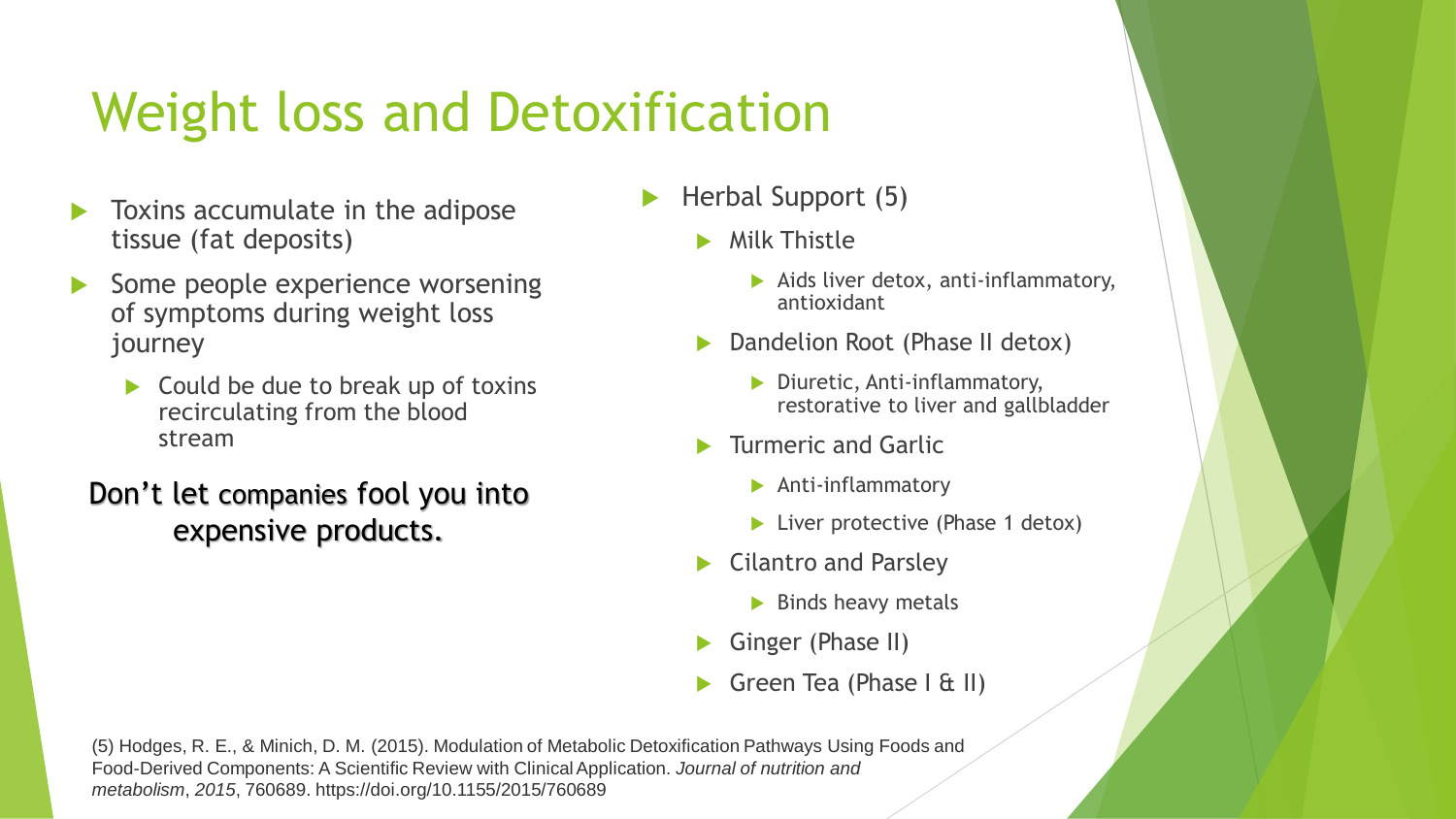# Weight loss and Detoxification

- Toxins accumulate in the adipose tissue (fat deposits)
- Some people experience worsening of symptoms during weight loss journey
  - Could be due to break up of toxins recirculating from the blood stream

Don't let companies fool you into expensive products.

- Herbal Support (5)
  - Milk Thistle
    - Aids liver detox, anti-inflammatory, antioxidant
  - Dandelion Root (Phase II detox)
    - Diuretic, Anti-inflammatory, restorative to liver and gallbladder
  - Turmeric and Garlic
    - Anti-inflammatory
    - Liver protective (Phase 1 detox)
  - Cilantro and Parsley
    - Binds heavy metals
  - Ginger (Phase II)
  - Green Tea (Phase I & II)

(5) Hodges, R. E., & Minich, D. M. (2015). Modulation of Metabolic Detoxification Pathways Using Foods and Food-Derived Components: A Scientific Review with Clinical Application. *Journal of nutrition and metabolism*, *2015*, 760689. https://doi.org/10.1155/2015/760689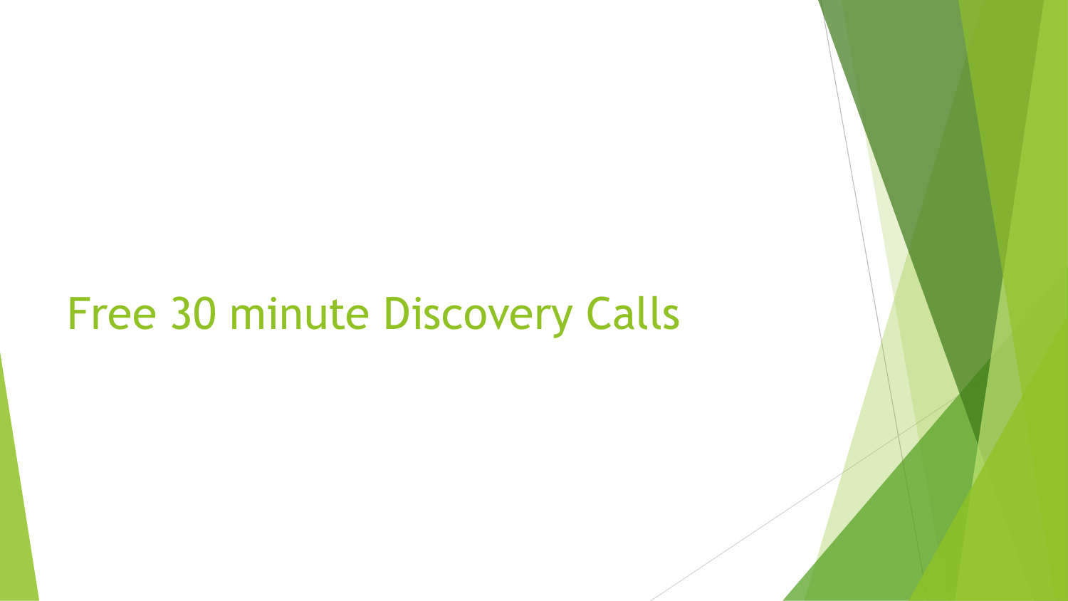# Free 30 minute Discovery Calls